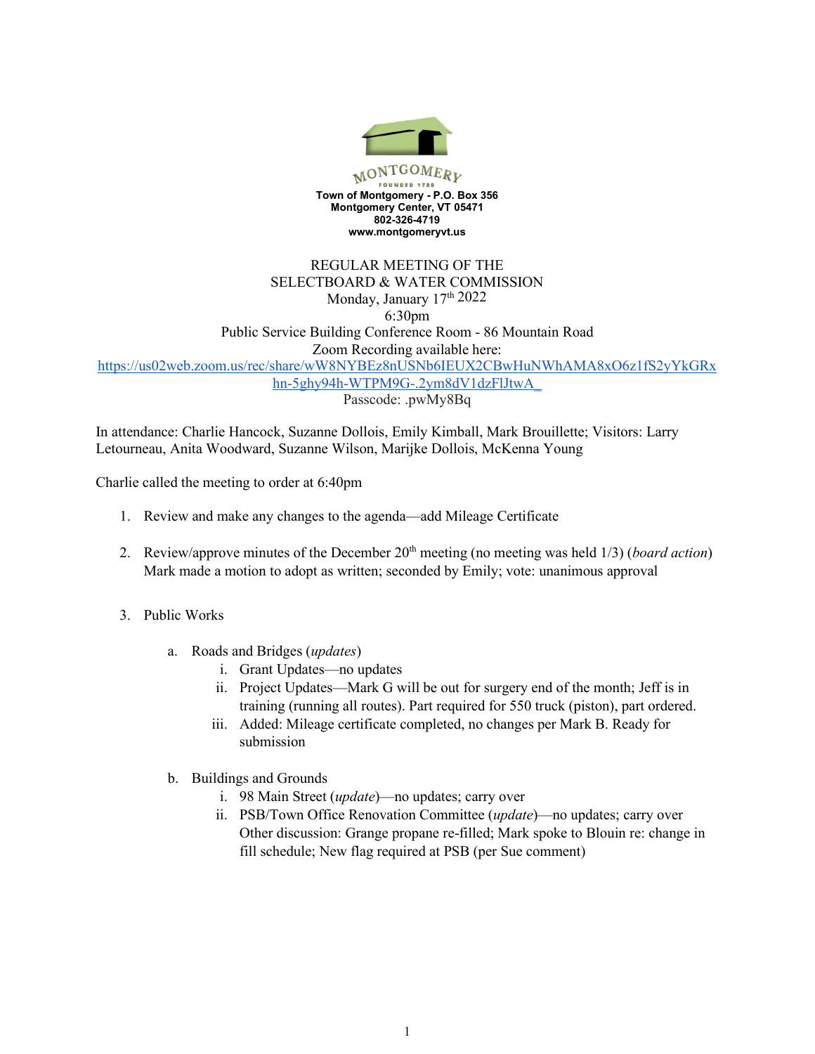MONTGOMERY
FOUNDED 1789

**Town of Montgomery - P.O. Box 356**
**Montgomery Center, VT 05471**
**802-326-4719**
**www.montgomeryvt.us**

REGULAR MEETING OF THE
SELECTBOARD & WATER COMMISSION
Monday, January 17th 2022
6:30pm
Public Service Building Conference Room - 86 Mountain Road
Zoom Recording available here:
https://us02web.zoom.us/rec/share/wW8NYBEz8nUSNb6IEUX2CBwHuNWhAMA8xO6z1fS2yYkGRxhn-5ghy94h-WTPM9G-.2ym8dV1dzFlJtwA_
Passcode: .pwMy8Bq

In attendance: Charlie Hancock, Suzanne Dollois, Emily Kimball, Mark Brouillette; Visitors: Larry Letourneau, Anita Woodward, Suzanne Wilson, Marijke Dollois, McKenna Young

Charlie called the meeting to order at 6:40pm

1. Review and make any changes to the agenda—add Mileage Certificate

2. Review/approve minutes of the December 20th meeting (no meeting was held 1/3) (*board action*)
   Mark made a motion to adopt as written; seconded by Emily; vote: unanimous approval

3. Public Works

   a. Roads and Bridges (*updates*)
      i. Grant Updates—no updates
      ii. Project Updates—Mark G will be out for surgery end of the month; Jeff is in training (running all routes). Part required for 550 truck (piston), part ordered.
      iii. Added: Mileage certificate completed, no changes per Mark B. Ready for submission

   b. Buildings and Grounds
      i. 98 Main Street (*update*)—no updates; carry over
      ii. PSB/Town Office Renovation Committee (*update*)—no updates; carry over
      Other discussion: Grange propane re-filled; Mark spoke to Blouin re: change in fill schedule; New flag required at PSB (per Sue comment)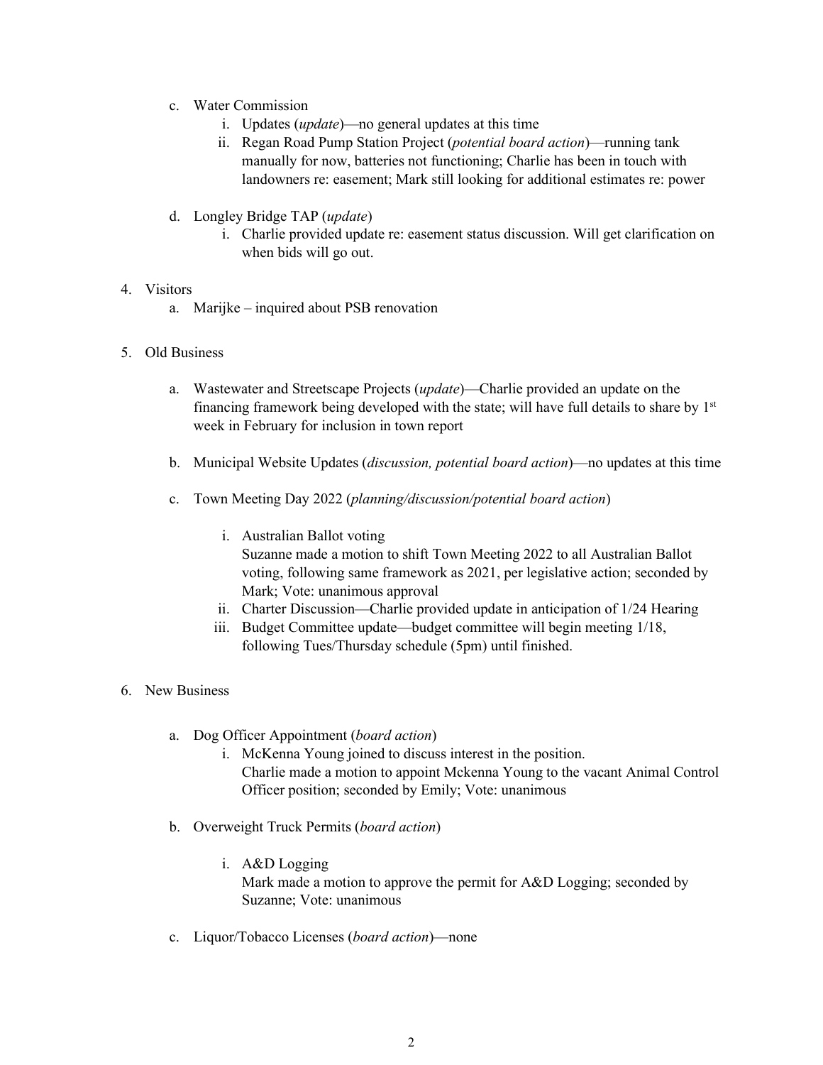c. Water Commission
    i. Updates (*update*)—no general updates at this time
    ii. Regan Road Pump Station Project (*potential board action*)—running tank manually for now, batteries not functioning; Charlie has been in touch with landowners re: easement; Mark still looking for additional estimates re: power

d. Longley Bridge TAP (*update*)
    i. Charlie provided update re: easement status discussion. Will get clarification on when bids will go out.

4. Visitors
    a. Marijke – inquired about PSB renovation

5. Old Business

    a. Wastewater and Streetscape Projects (*update*)—Charlie provided an update on the financing framework being developed with the state; will have full details to share by 1st week in February for inclusion in town report

    b. Municipal Website Updates (*discussion, potential board action*)—no updates at this time

    c. Town Meeting Day 2022 (*planning/discussion/potential board action*)

        i. Australian Ballot voting
        Suzanne made a motion to shift Town Meeting 2022 to all Australian Ballot voting, following same framework as 2021, per legislative action; seconded by Mark; Vote: unanimous approval
        ii. Charter Discussion—Charlie provided update in anticipation of 1/24 Hearing
        iii. Budget Committee update—budget committee will begin meeting 1/18, following Tues/Thursday schedule (5pm) until finished.

6. New Business

    a. Dog Officer Appointment (*board action*)
        i. McKenna Young joined to discuss interest in the position.
        Charlie made a motion to appoint Mckenna Young to the vacant Animal Control Officer position; seconded by Emily; Vote: unanimous

    b. Overweight Truck Permits (*board action*)

        i. A&D Logging
        Mark made a motion to approve the permit for A&D Logging; seconded by Suzanne; Vote: unanimous

    c. Liquor/Tobacco Licenses (*board action*)—none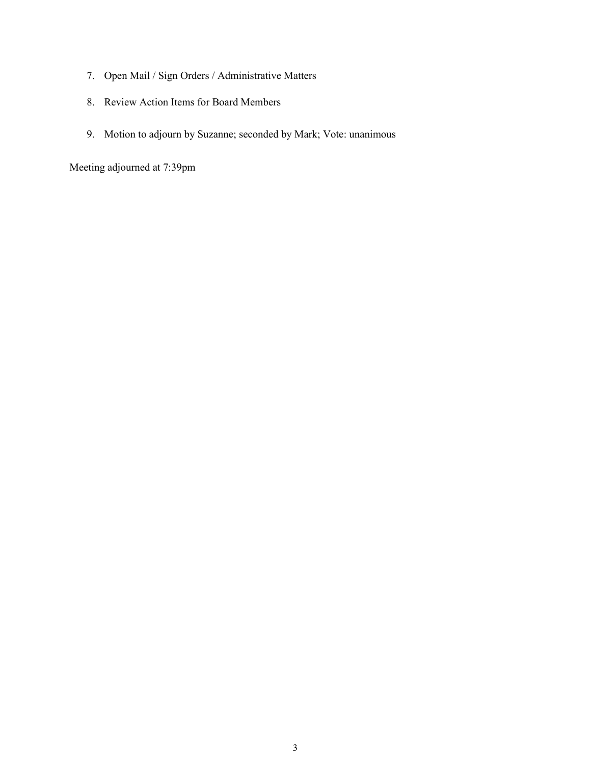7. Open Mail / Sign Orders / Administrative Matters

8. Review Action Items for Board Members

9. Motion to adjourn by Suzanne; seconded by Mark; Vote: unanimous

Meeting adjourned at 7:39pm